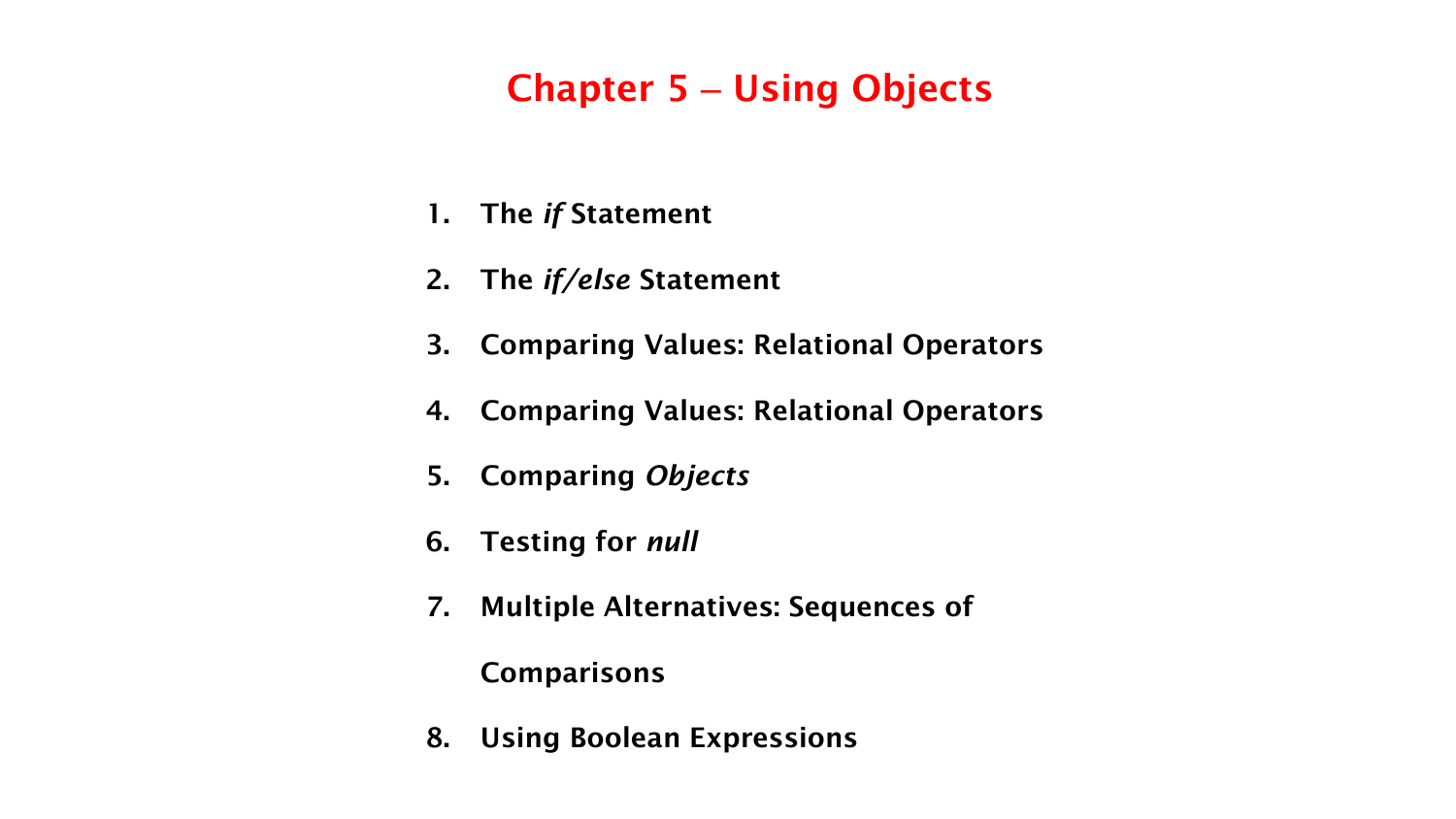# Chapter 5 – Using Objects

1. **The *if* Statement**
2. **The *if/else* Statement**
3. **Comparing Values: Relational Operators**
4. **Comparing Values: Relational Operators**
5. **Comparing *Objects***
6. **Testing for *null***
7. **Multiple Alternatives: Sequences of Comparisons**
8. **Using Boolean Expressions**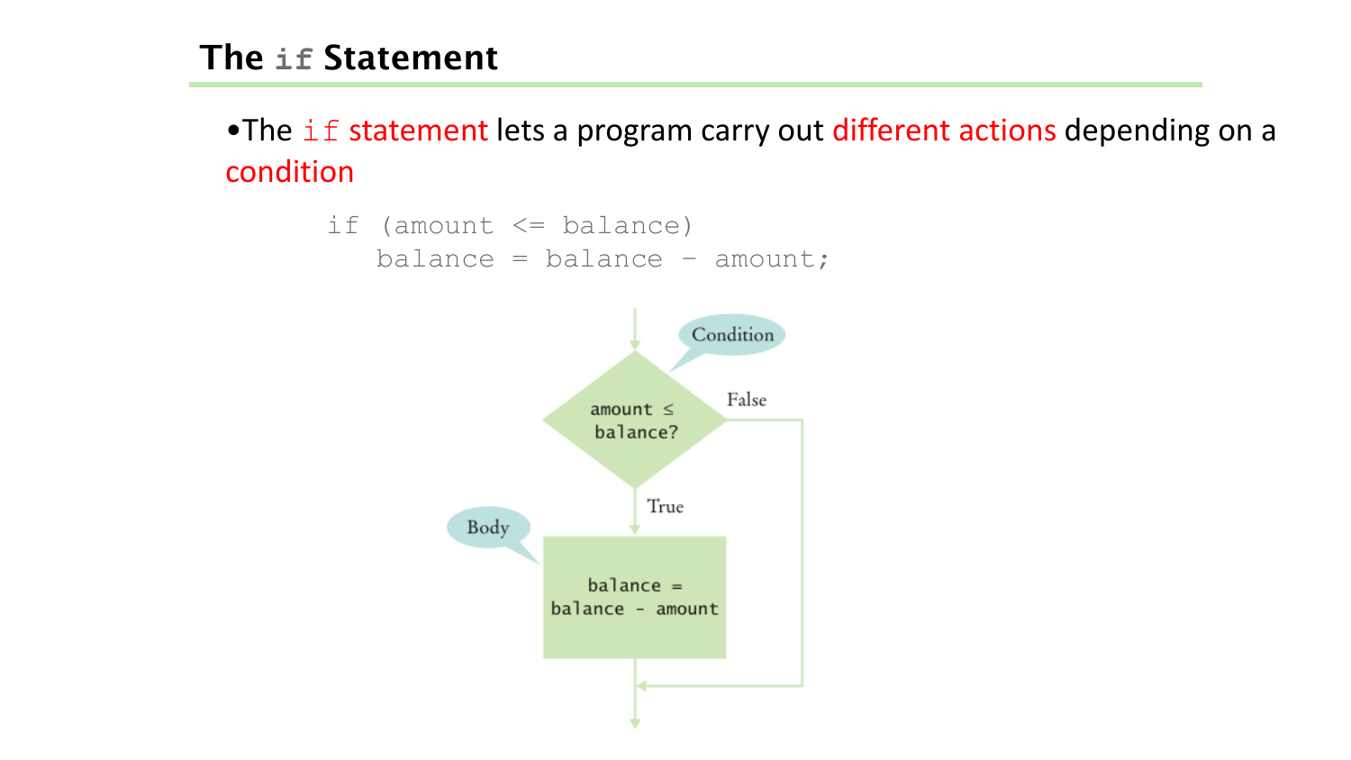## The `if` Statement

- The `if` statement lets a program carry out different actions depending on a condition

```
if (amount <= balance)
   balance = balance - amount;
```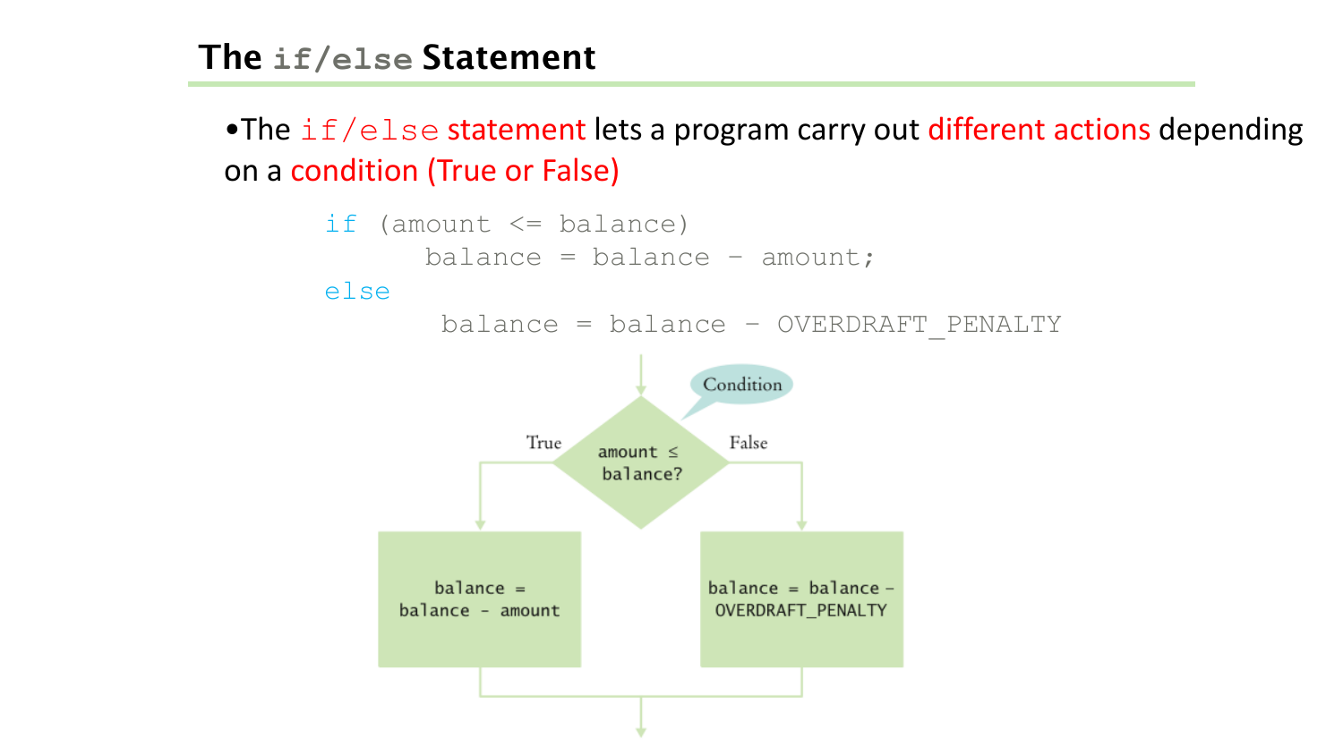## The `if/else` Statement

- The `if/else` statement lets a program carry out different actions depending on a condition (True or False)

```
if (amount <= balance)
      balance = balance - amount;
else
       balance = balance - OVERDRAFT_PENALTY
```

Condition

amount ≤ balance?

True: balance = balance - amount

False: balance = balance - OVERDRAFT_PENALTY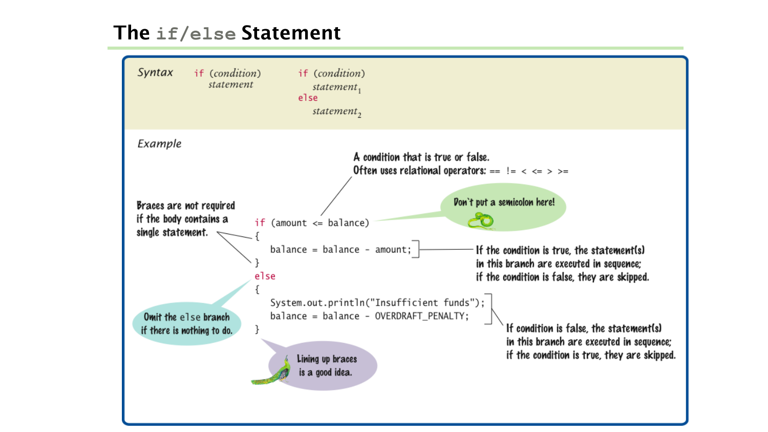# The `if/else` Statement

**Syntax**

```
if (condition)
   statement
```

```
if (condition)
   statement1
else
   statement2
```

**Example**

```java
if (amount <= balance)
{
   balance = balance - amount;
}
else
{
   System.out.println("Insufficient funds");
   balance = balance - OVERDRAFT_PENALTY;
}
```

- A condition that is true or false. Often uses relational operators: == != < <= > >=
- Don't put a semicolon here!
- Braces are not required if the body contains a single statement.
- If the condition is true, the statement(s) in this branch are executed in sequence; if the condition is false, they are skipped.
- Omit the `else` branch if there is nothing to do.
- If condition is false, the statement(s) in this branch are executed in sequence; if the condition is true, they are skipped.
- Lining up braces is a good idea.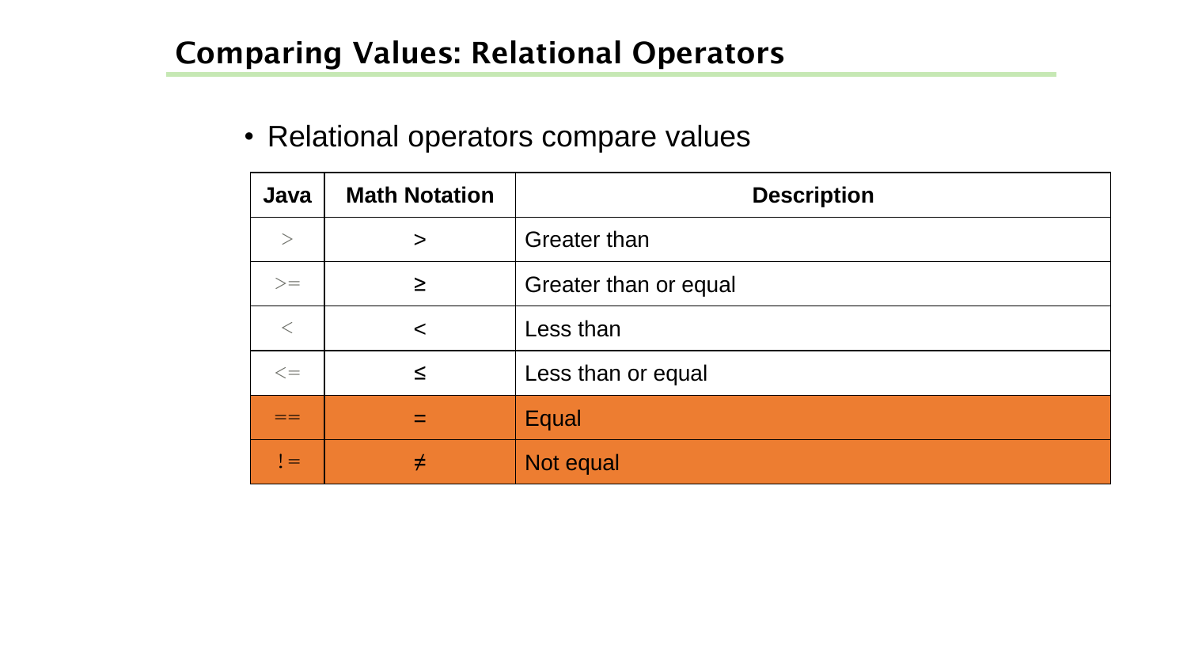## Comparing Values: Relational Operators

- Relational operators compare values

| Java | Math Notation | Description |
|---|---|---|
| > | > | Greater than |
| >= | ≥ | Greater than or equal |
| < | < | Less than |
| <= | ≤ | Less than or equal |
| == | = | Equal |
| != | ≠ | Not equal |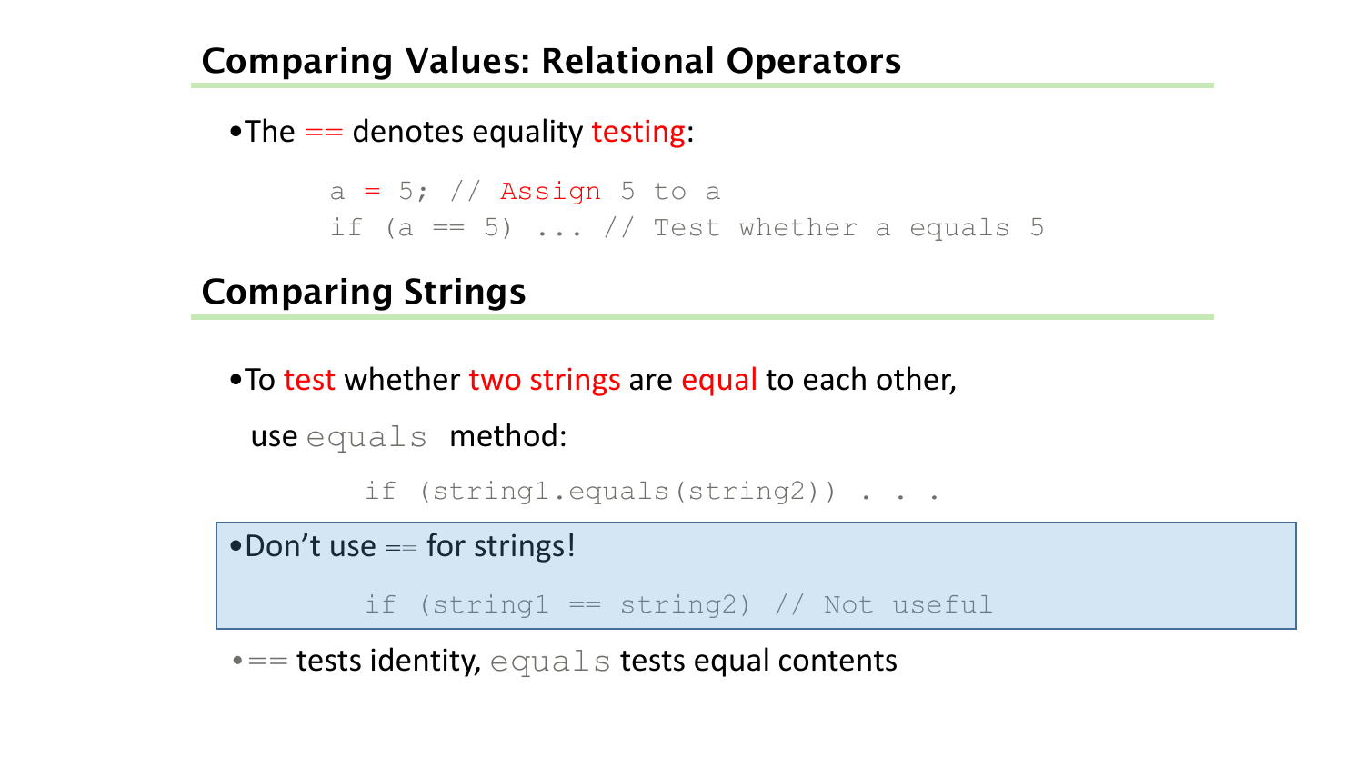## Comparing Values: Relational Operators

- The `==` denotes equality testing:

```
a = 5; // Assign 5 to a
if (a == 5) ... // Test whether a equals 5
```

## Comparing Strings

- To test whether two strings are equal to each other,

  use `equals` method:

```
if (string1.equals(string2)) . . .
```

- Don't use `==` for strings!

```
if (string1 == string2) // Not useful
```

- `==` tests identity, `equals` tests equal contents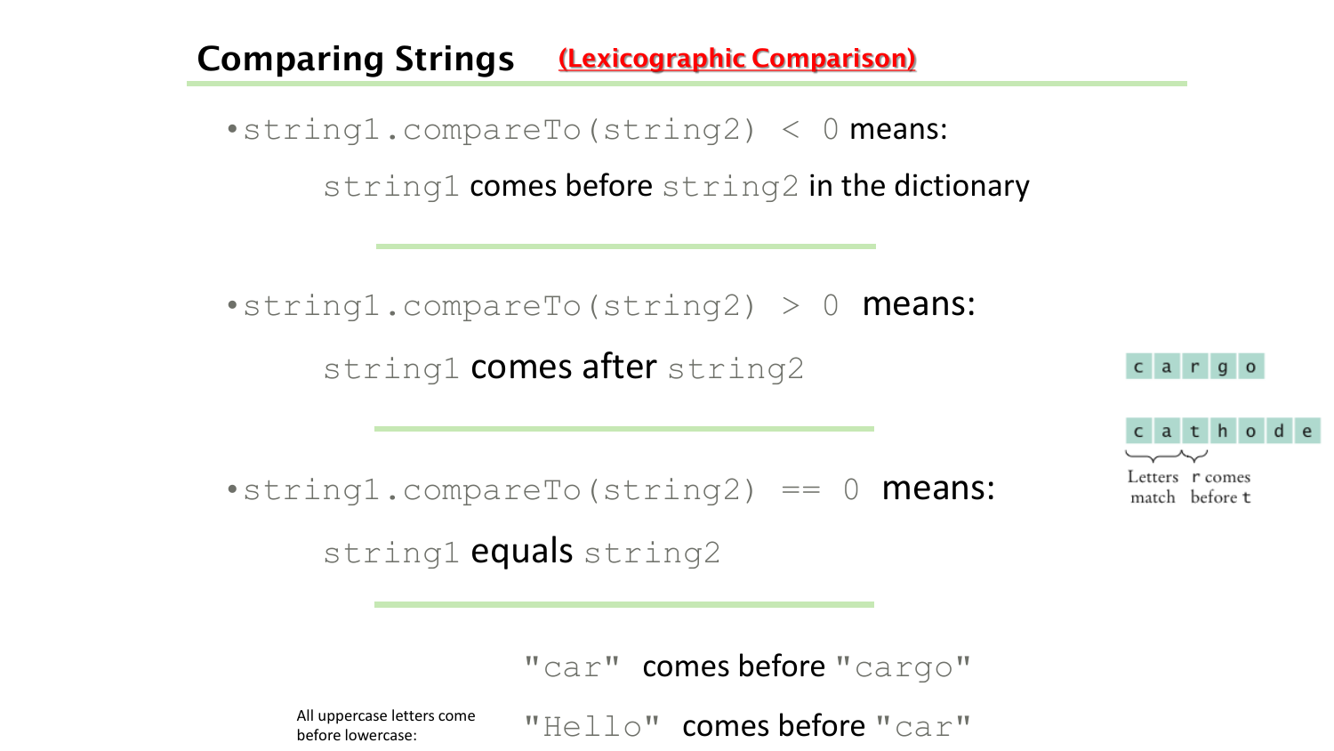## Comparing Strings (Lexicographic Comparison)

- `string1.compareTo(string2) < 0` means:

  `string1` comes before `string2` in the dictionary

- `string1.compareTo(string2) > 0` means:

  `string1` comes after `string2`

- `string1.compareTo(string2) == 0` means:

  `string1` equals `string2`

c a r g o

c a t h o d e

Letters match   r comes before t

`"car"` comes before `"cargo"`

All uppercase letters come before lowercase: `"Hello"` comes before `"car"`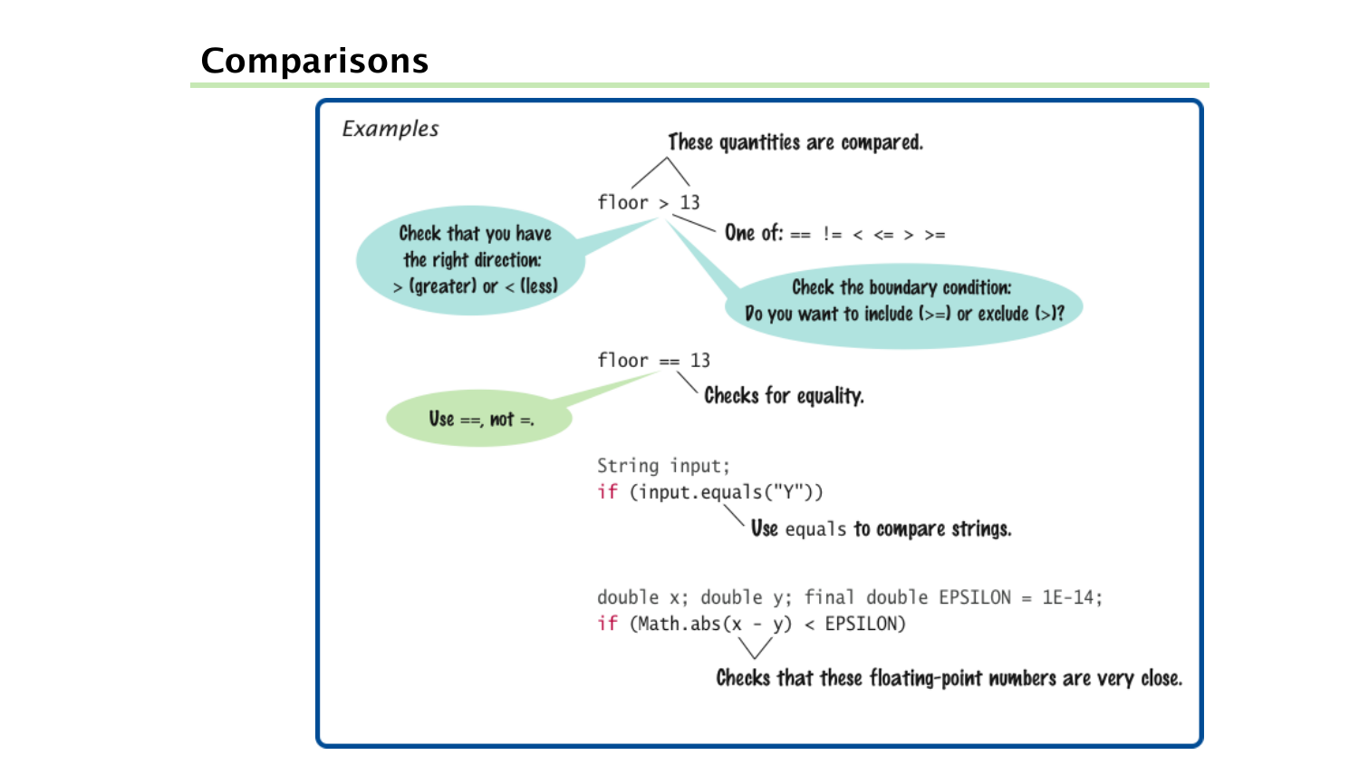# Comparisons

*Examples*

```
floor > 13
```

- These quantities are compared.
- One of: == != < <= > >=
- Check that you have the right direction: > (greater) or < (less)
- Check the boundary condition: Do you want to include (>=) or exclude (>)?

```
floor == 13
```

- Checks for equality.
- Use ==, not =.

```
String input;
if (input.equals("Y"))
```

- Use `equals` to compare strings.

```
double x; double y; final double EPSILON = 1E-14;
if (Math.abs(x - y) < EPSILON)
```

- Checks that these floating-point numbers are very close.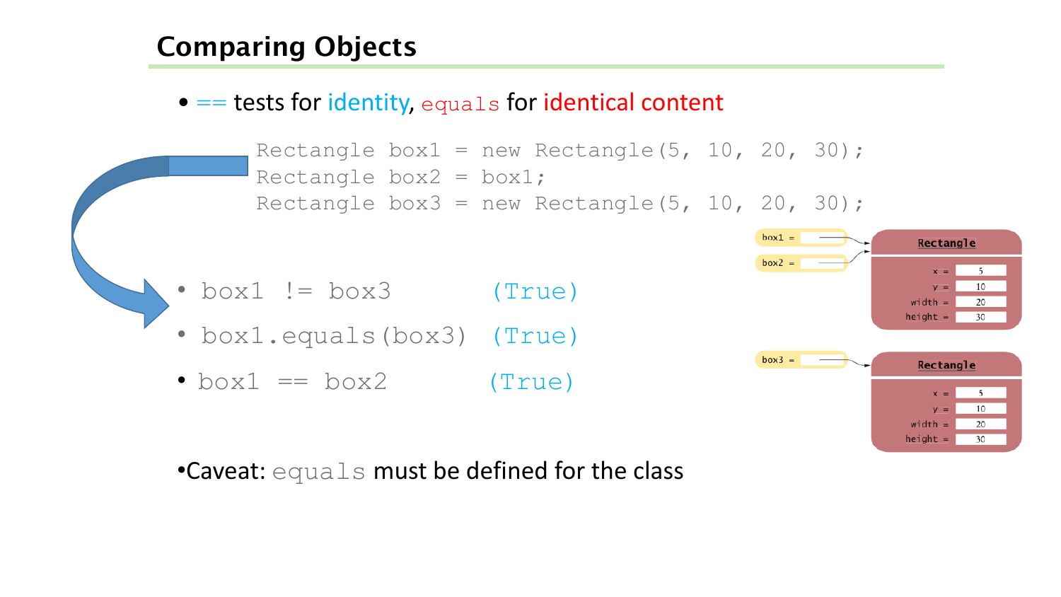# Comparing Objects

- == tests for identity, equals for identical content

```
Rectangle box1 = new Rectangle(5, 10, 20, 30);
Rectangle box2 = box1;
Rectangle box3 = new Rectangle(5, 10, 20, 30);
```

- `box1 != box3` (True)
- `box1.equals(box3)` (True)
- `box1 == box2` (True)

box1 =
box2 =

Rectangle

x = 5
y = 10
width = 20
height = 30

box3 =

Rectangle

x = 5
y = 10
width = 20
height = 30

- Caveat: equals must be defined for the class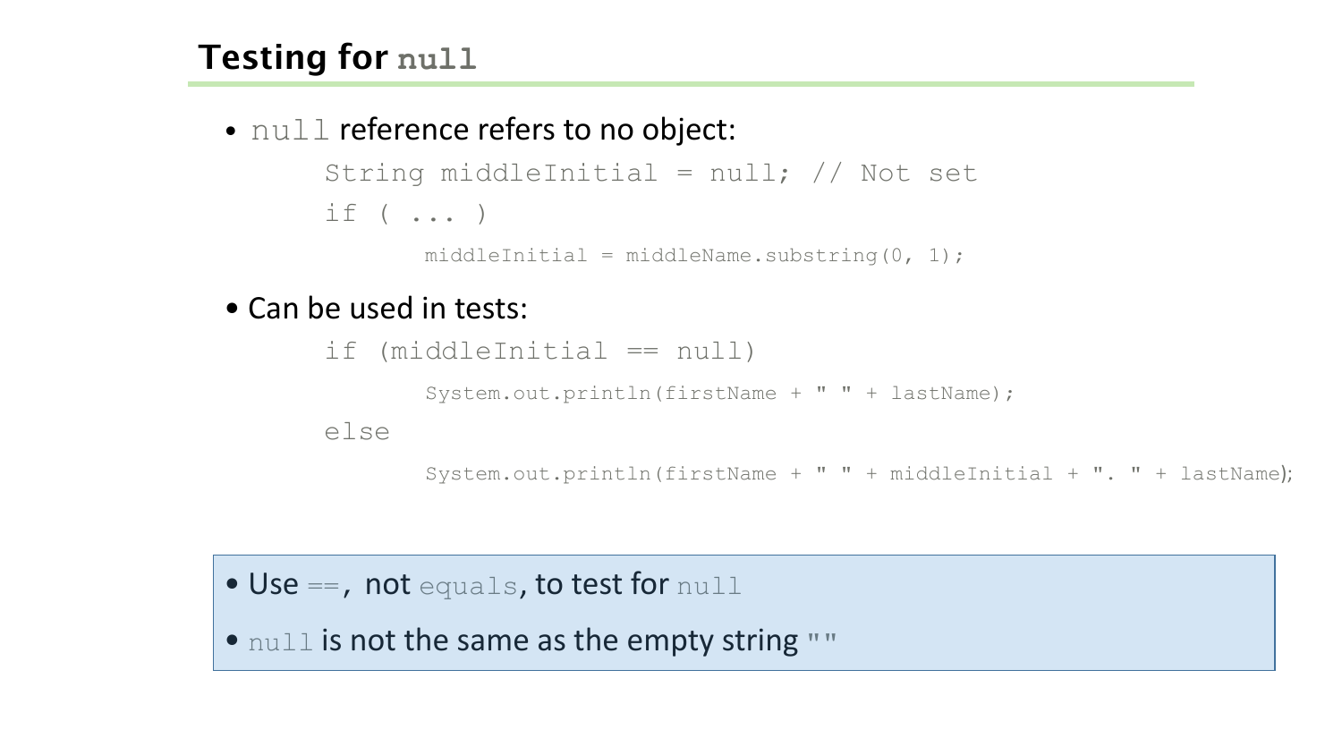## Testing for `null`

- `null` reference refers to no object:

```
String middleInitial = null; // Not set
if ( ... )
    middleInitial = middleName.substring(0, 1);
```

- Can be used in tests:

```
if (middleInitial == null)
    System.out.println(firstName + " " + lastName);
else
    System.out.println(firstName + " " + middleInitial + ". " + lastName);
```

- Use `==`, not `equals`, to test for `null`
- `null` is not the same as the empty string `""`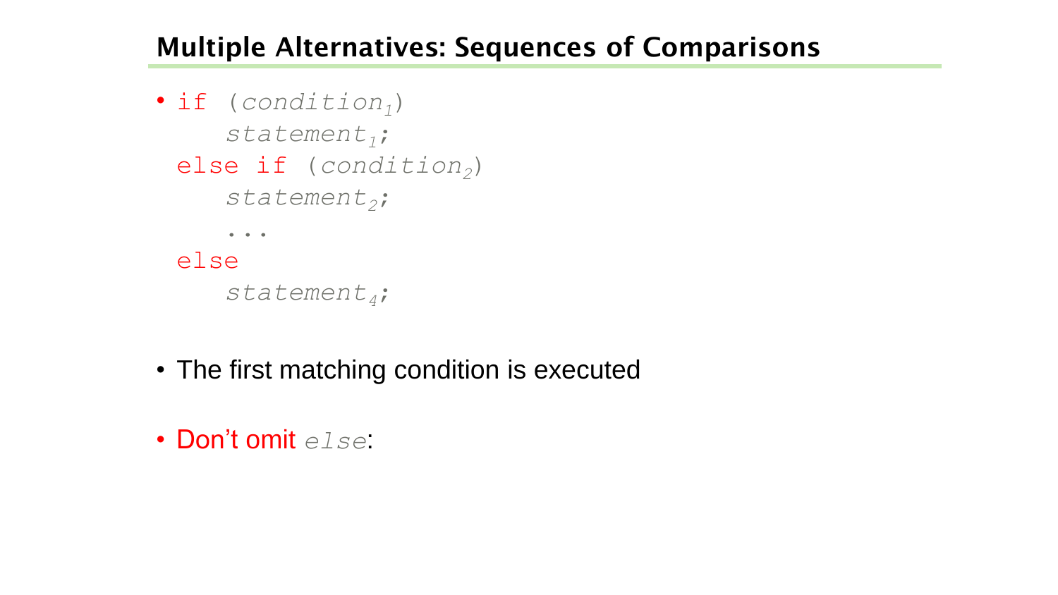## Multiple Alternatives: Sequences of Comparisons

- ```
  if (condition1)
      statement1;
  else if (condition2)
      statement2;
      ...
  else
      statement4;
  ```

- The first matching condition is executed

- Don't omit `else`: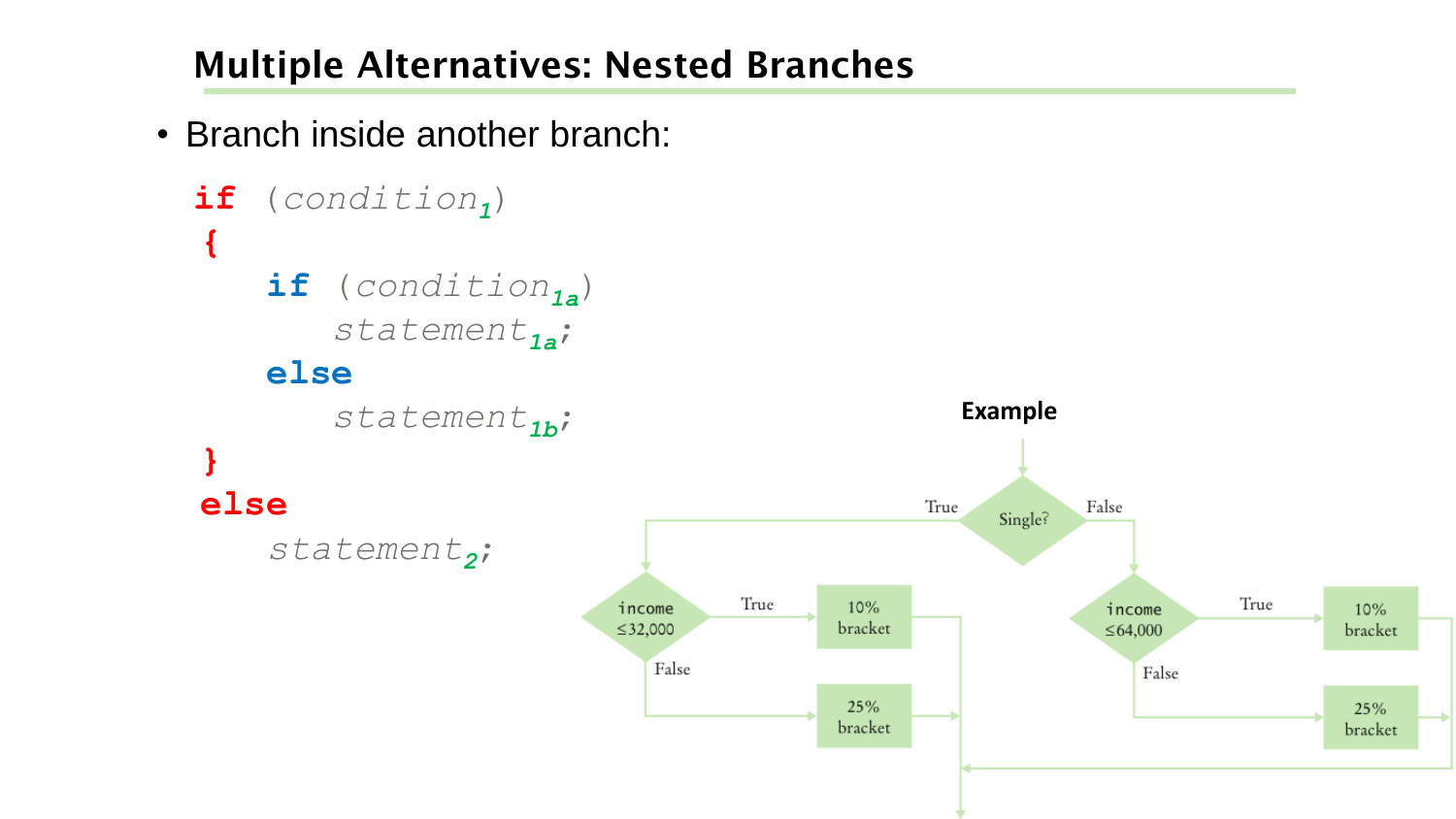## Multiple Alternatives: Nested Branches

- Branch inside another branch:

```
if (condition1)
{
    if (condition1a)
        statement1a;
    else
        statement1b;
}
else
    statement2;
```

**Example**

Single?
- True → income ≤32,000
  - True → 10% bracket
  - False → 25% bracket
- False → income ≤64,000
  - True → 10% bracket
  - False → 25% bracket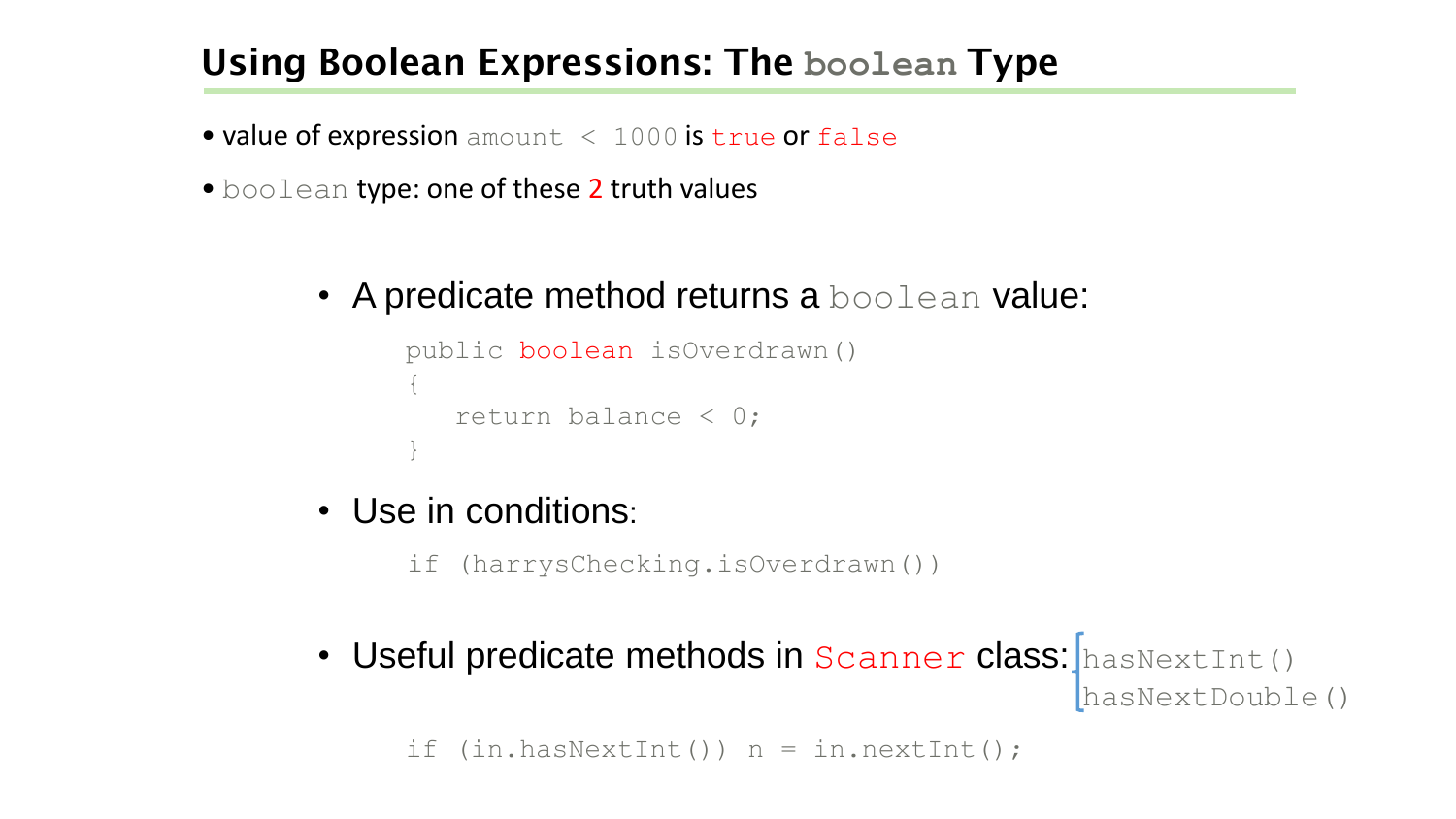## Using Boolean Expressions: The `boolean` Type

- value of expression `amount < 1000` is `true` or `false`
- `boolean` type: one of these 2 truth values

- A predicate method returns a `boolean` value:

```
public boolean isOverdrawn()
{
   return balance < 0;
}
```

- Use in conditions:

```
if (harrysChecking.isOverdrawn())
```

- Useful predicate methods in `Scanner` class: `hasNextInt()`, `hasNextDouble()`

```
if (in.hasNextInt()) n = in.nextInt();
```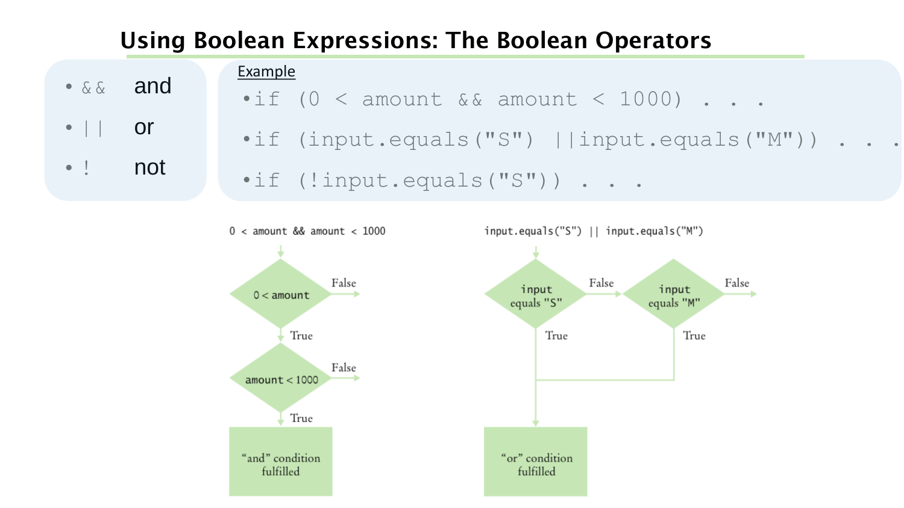# Using Boolean Expressions: The Boolean Operators

- `&&` and
- `||` or
- `!` not

Example

```
•if (0 < amount && amount < 1000) . . .
•if (input.equals("S") ||input.equals("M")) . . .
•if (!input.equals("S")) . . .
```

0 < amount && amount < 1000

0 < amount — False / True

amount < 1000 — False / True

"and" condition fulfilled

input.equals("S") || input.equals("M")

input equals "S" — False / True

input equals "M" — False / True

"or" condition fulfilled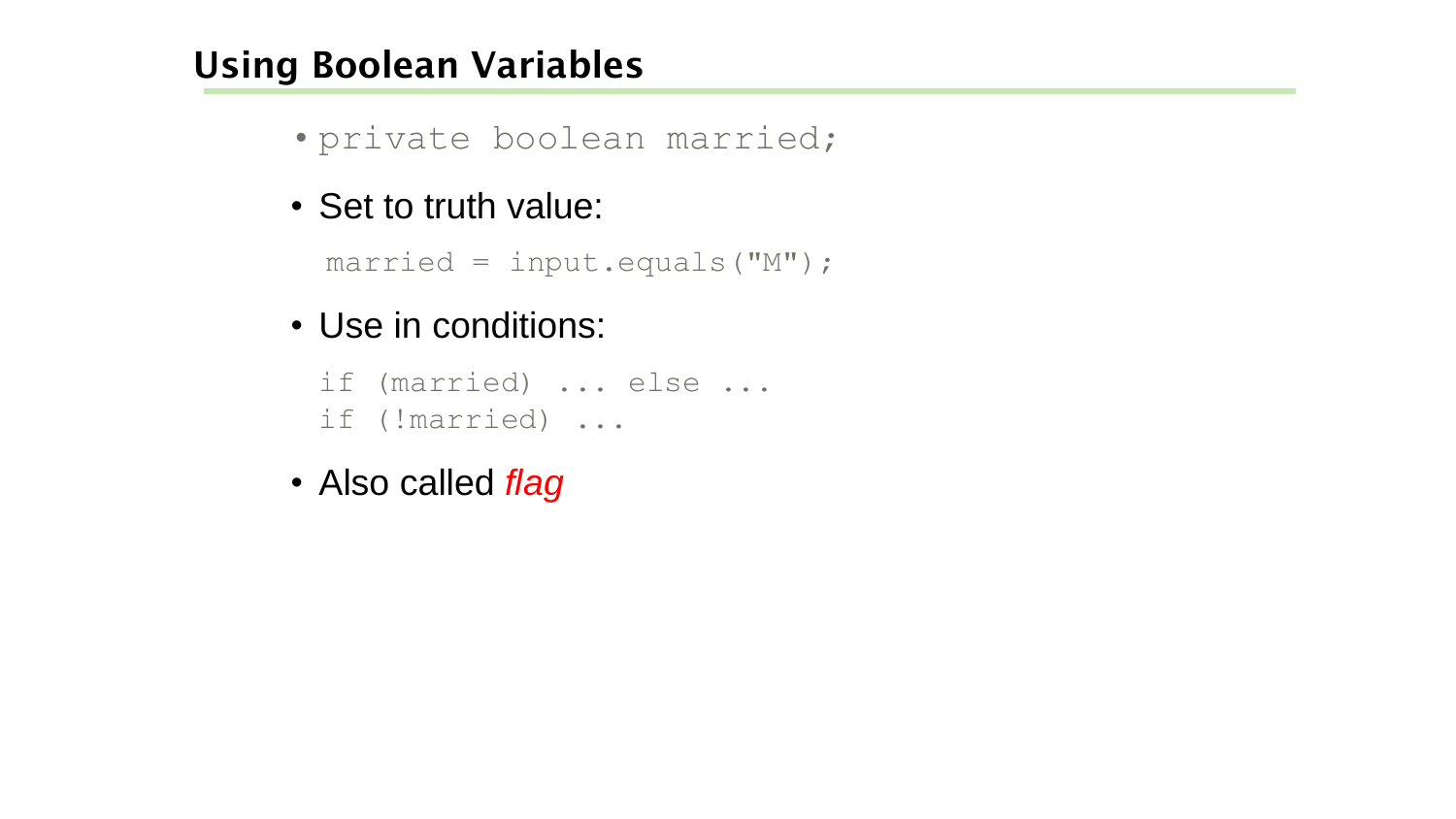## Using Boolean Variables

- `private boolean married;`
- Set to truth value:

```
married = input.equals("M");
```

- Use in conditions:

```
if (married) ... else ...
if (!married) ...
```

- Also called *flag*